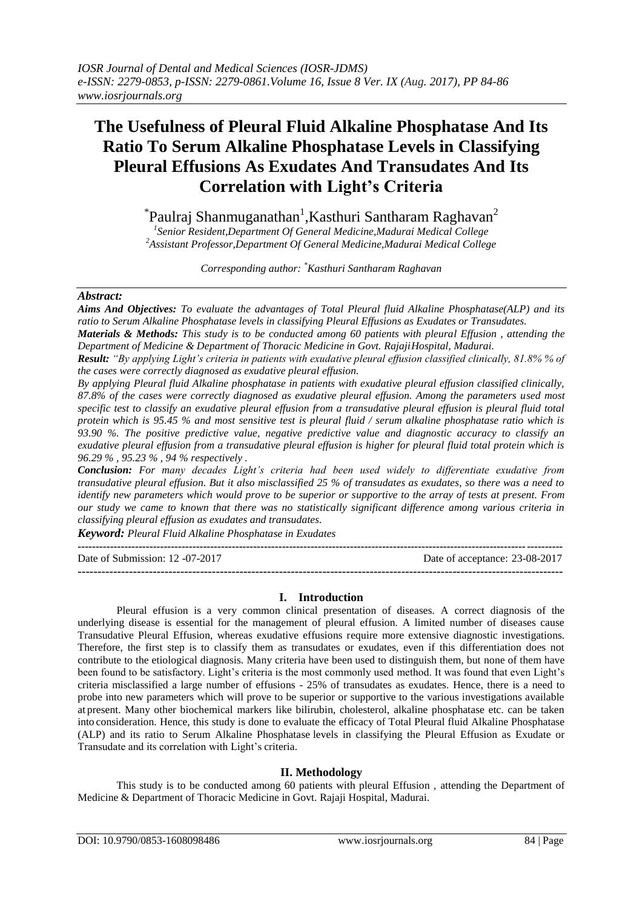# The Usefulness of Pleural Fluid Alkaline Phosphatase And Its Ratio To Serum Alkaline Phosphatase Levels in Classifying Pleural Effusions As Exudates And Transudates And Its Correlation with Light's Criteria

*Paulraj Shanmuganathan[1], Kasthuri Santharam Raghavan[2]

[1]Senior Resident, Department Of General Medicine, Madurai Medical College
[2]Assistant Professor, Department Of General Medicine, Madurai Medical College

*Corresponding author: *Kasthuri Santharam Raghavan*

***Abstract:***

***Aims And Objectives:*** *To evaluate the advantages of Total Pleural fluid Alkaline Phosphatase(ALP) and its ratio to Serum Alkaline Phosphatase levels in classifying Pleural Effusions as Exudates or Transudates.*

***Materials & Methods:*** *This study is to be conducted among 60 patients with pleural Effusion , attending the Department of Medicine & Department of Thoracic Medicine in Govt. RajajiHospital, Madurai.*

***Result:*** *"By applying Light's criteria in patients with exudative pleural effusion classified clinically, 81.8% % of the cases were correctly diagnosed as exudative pleural effusion.*

*By applying Pleural fluid Alkaline phosphatase in patients with exudative pleural effusion classified clinically, 87.8% of the cases were correctly diagnosed as exudative pleural effusion. Among the parameters used most specific test to classify an exudative pleural effusion from a transudative pleural effusion is pleural fluid total protein which is 95.45 % and most sensitive test is pleural fluid / serum alkaline phosphatase ratio which is 93.90 %. The positive predictive value, negative predictive value and diagnostic accuracy to classify an exudative pleural effusion from a transudative pleural effusion is higher for pleural fluid total protein which is 96.29 % , 95.23 % , 94 % respectively .*

***Conclusion:*** *For many decades Light's criteria had been used widely to differentiate exudative from transudative pleural effusion. But it also misclassified 25 % of transudates as exudates, so there was a need to identify new parameters which would prove to be superior or supportive to the array of tests at present. From our study we came to known that there was no statistically significant difference among various criteria in classifying pleural effusion as exudates and transudates.*

***Keyword:*** *Pleural Fluid Alkaline Phosphatase in Exudates*

Date of Submission: 12 -07-2017 Date of acceptance: 23-08-2017

## I. Introduction

Pleural effusion is a very common clinical presentation of diseases. A correct diagnosis of the underlying disease is essential for the management of pleural effusion. A limited number of diseases cause Transudative Pleural Effusion, whereas exudative effusions require more extensive diagnostic investigations. Therefore, the first step is to classify them as transudates or exudates, even if this differentiation does not contribute to the etiological diagnosis. Many criteria have been used to distinguish them, but none of them have been found to be satisfactory. Light's criteria is the most commonly used method. It was found that even Light's criteria misclassified a large number of effusions - 25% of transudates as exudates. Hence, there is a need to probe into new parameters which will prove to be superior or supportive to the various investigations available at present. Many other biochemical markers like bilirubin, cholesterol, alkaline phosphatase etc. can be taken into consideration. Hence, this study is done to evaluate the efficacy of Total Pleural fluid Alkaline Phosphatase (ALP) and its ratio to Serum Alkaline Phosphatase levels in classifying the Pleural Effusion as Exudate or Transudate and its correlation with Light's criteria.

## II. Methodology

This study is to be conducted among 60 patients with pleural Effusion , attending the Department of Medicine & Department of Thoracic Medicine in Govt. Rajaji Hospital, Madurai.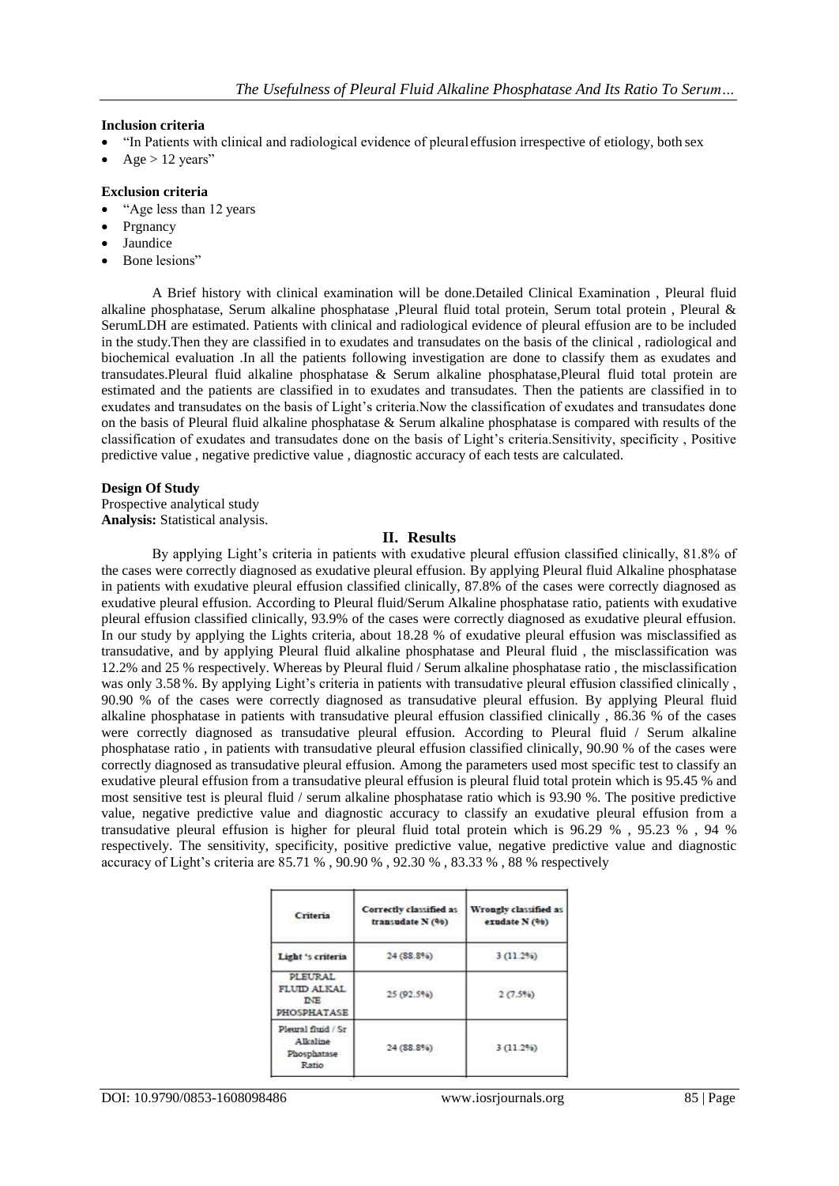**Inclusion criteria**

- "In Patients with clinical and radiological evidence of pleural effusion irrespective of etiology, both sex
- Age > 12 years"

**Exclusion criteria**

- "Age less than 12 years
- Prgnancy
- Jaundice
- Bone lesions"

A Brief history with clinical examination will be done.Detailed Clinical Examination , Pleural fluid alkaline phosphatase, Serum alkaline phosphatase ,Pleural fluid total protein, Serum total protein , Pleural & SerumLDH are estimated. Patients with clinical and radiological evidence of pleural effusion are to be included in the study.Then they are classified in to exudates and transudates on the basis of the clinical , radiological and biochemical evaluation .In all the patients following investigation are done to classify them as exudates and transudates.Pleural fluid alkaline phosphatase & Serum alkaline phosphatase,Pleural fluid total protein are estimated and the patients are classified in to exudates and transudates. Then the patients are classified in to exudates and transudates on the basis of Light's criteria.Now the classification of exudates and transudates done on the basis of Pleural fluid alkaline phosphatase & Serum alkaline phosphatase is compared with results of the classification of exudates and transudates done on the basis of Light's criteria.Sensitivity, specificity , Positive predictive value , negative predictive value , diagnostic accuracy of each tests are calculated.

**Design Of Study**

Prospective analytical study

**Analysis:** Statistical analysis.

## II. Results

By applying Light's criteria in patients with exudative pleural effusion classified clinically, 81.8% of the cases were correctly diagnosed as exudative pleural effusion. By applying Pleural fluid Alkaline phosphatase in patients with exudative pleural effusion classified clinically, 87.8% of the cases were correctly diagnosed as exudative pleural effusion. According to Pleural fluid/Serum Alkaline phosphatase ratio, patients with exudative pleural effusion classified clinically, 93.9% of the cases were correctly diagnosed as exudative pleural effusion. In our study by applying the Lights criteria, about 18.28 % of exudative pleural effusion was misclassified as transudative, and by applying Pleural fluid alkaline phosphatase and Pleural fluid , the misclassification was 12.2% and 25 % respectively. Whereas by Pleural fluid / Serum alkaline phosphatase ratio , the misclassification was only 3.58 %. By applying Light's criteria in patients with transudative pleural effusion classified clinically , 90.90 % of the cases were correctly diagnosed as transudative pleural effusion. By applying Pleural fluid alkaline phosphatase in patients with transudative pleural effusion classified clinically , 86.36 % of the cases were correctly diagnosed as transudative pleural effusion. According to Pleural fluid / Serum alkaline phosphatase ratio , in patients with transudative pleural effusion classified clinically, 90.90 % of the cases were correctly diagnosed as transudative pleural effusion. Among the parameters used most specific test to classify an exudative pleural effusion from a transudative pleural effusion is pleural fluid total protein which is 95.45 % and most sensitive test is pleural fluid / serum alkaline phosphatase ratio which is 93.90 %. The positive predictive value, negative predictive value and diagnostic accuracy to classify an exudative pleural effusion from a transudative pleural effusion is higher for pleural fluid total protein which is 96.29 % , 95.23 % , 94 % respectively. The sensitivity, specificity, positive predictive value, negative predictive value and diagnostic accuracy of Light's criteria are 85.71 % , 90.90 % , 92.30 % , 83.33 % , 88 % respectively

| Criteria | Correctly classified as transudate N (%) | Wrongly classified as exudate N (%) |
|---|---|---|
| Light 's criteria | 24 (88.8%) | 3 (11.2%) |
| PLEURAL FLUID ALKALINE PHOSPHATASE | 25 (92.5%) | 2 (7.5%) |
| Pleural fluid / Sr Alkaline Phosphatase Ratio | 24 (88.8%) | 3 (11.2%) |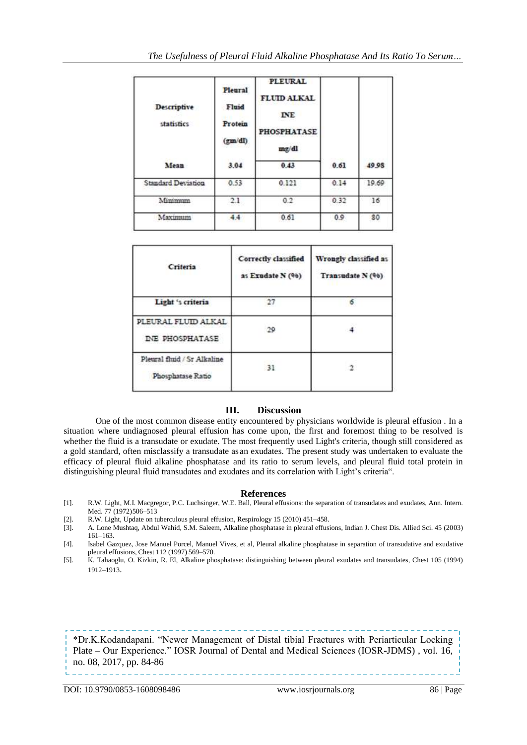| Descriptive statistics | Pleural Fluid Protein (gm/dl) | PLEURAL FLUID ALKAL INE PHOSPHATASE mg/dl | | |
|---|---|---|---|---|
| Mean | 3.04 | 0.43 | 0.61 | 49.98 |
| Standard Deviation | 0.53 | 0.121 | 0.14 | 19.69 |
| Minimum | 2.1 | 0.2 | 0.32 | 16 |
| Maximum | 4.4 | 0.61 | 0.9 | 80 |

| Criteria | Correctly classified as Exudate N (%) | Wrongly classified as Transudate N (%) |
|---|---|---|
| Light 's criteria | 27 | 6 |
| PLEURAL FLUID ALKAL INE PHOSPHATASE | 29 | 4 |
| Pleural fluid / Sr Alkaline Phosphatase Ratio | 31 | 2 |

## III. Discussion

One of the most common disease entity encountered by physicians worldwide is pleural effusion . In a situation where undiagnosed pleural effusion has come upon, the first and foremost thing to be resolved is whether the fluid is a transudate or exudate. The most frequently used Light's criteria, though still considered as a gold standard, often misclassify a transudate as an exudates. The present study was undertaken to evaluate the efficacy of pleural fluid alkaline phosphatase and its ratio to serum levels, and pleural fluid total protein in distinguishing pleural fluid transudates and exudates and its correlation with Light's criteria".

## References

[1]. R.W. Light, M.I. Macgregor, P.C. Luchsinger, W.E. Ball, Pleural effusions: the separation of transudates and exudates, Ann. Intern. Med. 77 (1972)506–513

[2]. R.W. Light, Update on tuberculous pleural effusion, Respirology 15 (2010) 451–458.

[3]. A. Lone Mushtaq, Abdul Wahid, S.M. Saleem, Alkaline phosphatase in pleural effusions, Indian J. Chest Dis. Allied Sci. 45 (2003) 161–163.

[4]. Isabel Gazquez, Jose Manuel Porcel, Manuel Vives, et al, Pleural alkaline phosphatase in separation of transudative and exudative pleural effusions, Chest 112 (1997) 569–570.

[5]. K. Tahaoglu, O. Kizkin, R. El, Alkaline phosphatase: distinguishing between pleural exudates and transudates, Chest 105 (1994) 1912–1913.

*Dr.K.Kodandapani. "Newer Management of Distal tibial Fractures with Periarticular Locking Plate – Our Experience." IOSR Journal of Dental and Medical Sciences (IOSR-JDMS) , vol. 16, no. 08, 2017, pp. 84-86